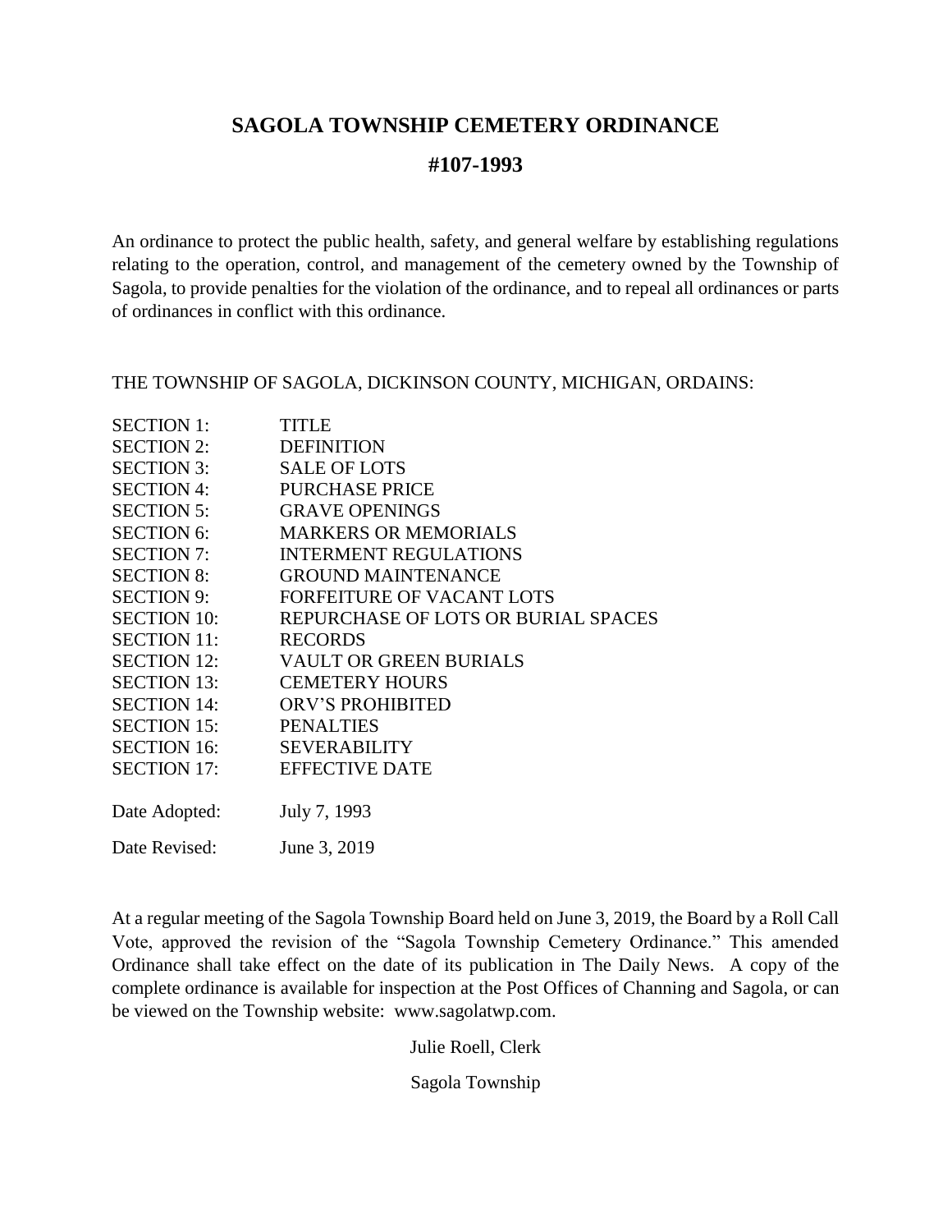# SAGOLA TOWNSHIP CEMETERY ORDINANCE

## #107-1993

An ordinance to protect the public health, safety, and general welfare by establishing regulations relating to the operation, control, and management of the cemetery owned by the Township of Sagola, to provide penalties for the violation of the ordinance, and to repeal all ordinances or parts of ordinances in conflict with this ordinance.

THE TOWNSHIP OF SAGOLA, DICKINSON COUNTY, MICHIGAN, ORDAINS:

| | |
|---|---|
| SECTION 1: | TITLE |
| SECTION 2: | DEFINITION |
| SECTION 3: | SALE OF LOTS |
| SECTION 4: | PURCHASE PRICE |
| SECTION 5: | GRAVE OPENINGS |
| SECTION 6: | MARKERS OR MEMORIALS |
| SECTION 7: | INTERMENT REGULATIONS |
| SECTION 8: | GROUND MAINTENANCE |
| SECTION 9: | FORFEITURE OF VACANT LOTS |
| SECTION 10: | REPURCHASE OF LOTS OR BURIAL SPACES |
| SECTION 11: | RECORDS |
| SECTION 12: | VAULT OR GREEN BURIALS |
| SECTION 13: | CEMETERY HOURS |
| SECTION 14: | ORV'S PROHIBITED |
| SECTION 15: | PENALTIES |
| SECTION 16: | SEVERABILITY |
| SECTION 17: | EFFECTIVE DATE |

Date Adopted: July 7, 1993

Date Revised: June 3, 2019

At a regular meeting of the Sagola Township Board held on June 3, 2019, the Board by a Roll Call Vote, approved the revision of the "Sagola Township Cemetery Ordinance." This amended Ordinance shall take effect on the date of its publication in The Daily News. A copy of the complete ordinance is available for inspection at the Post Offices of Channing and Sagola, or can be viewed on the Township website: www.sagolatwp.com.

Julie Roell, Clerk

Sagola Township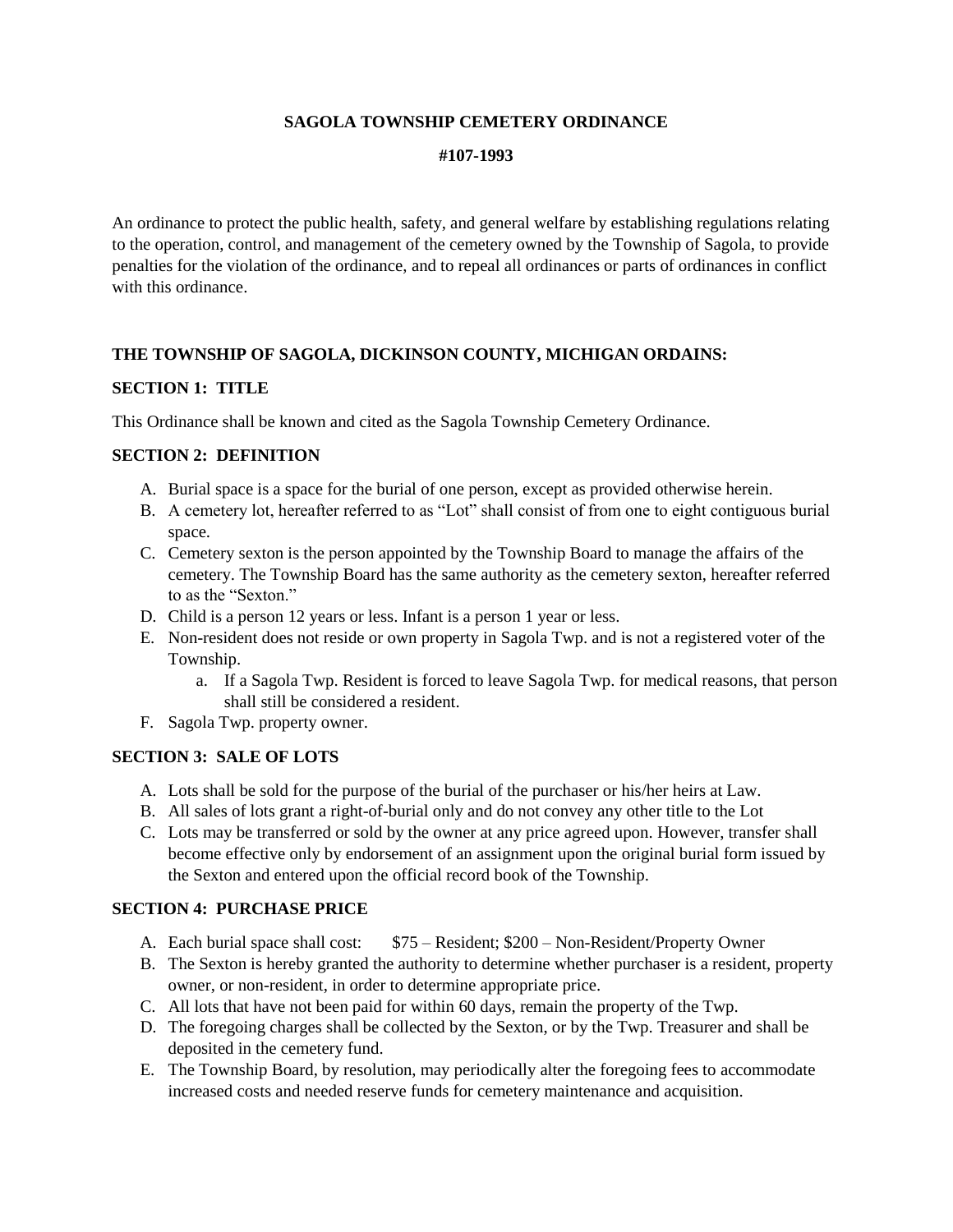**SAGOLA TOWNSHIP CEMETERY ORDINANCE**

**#107-1993**

An ordinance to protect the public health, safety, and general welfare by establishing regulations relating to the operation, control, and management of the cemetery owned by the Township of Sagola, to provide penalties for the violation of the ordinance, and to repeal all ordinances or parts of ordinances in conflict with this ordinance.

**THE TOWNSHIP OF SAGOLA, DICKINSON COUNTY, MICHIGAN ORDAINS:**

**SECTION 1: TITLE**

This Ordinance shall be known and cited as the Sagola Township Cemetery Ordinance.

**SECTION 2: DEFINITION**

A. Burial space is a space for the burial of one person, except as provided otherwise herein.
B. A cemetery lot, hereafter referred to as "Lot" shall consist of from one to eight contiguous burial space.
C. Cemetery sexton is the person appointed by the Township Board to manage the affairs of the cemetery. The Township Board has the same authority as the cemetery sexton, hereafter referred to as the "Sexton."
D. Child is a person 12 years or less. Infant is a person 1 year or less.
E. Non-resident does not reside or own property in Sagola Twp. and is not a registered voter of the Township.
    a. If a Sagola Twp. Resident is forced to leave Sagola Twp. for medical reasons, that person shall still be considered a resident.
F. Sagola Twp. property owner.

**SECTION 3: SALE OF LOTS**

A. Lots shall be sold for the purpose of the burial of the purchaser or his/her heirs at Law.
B. All sales of lots grant a right-of-burial only and do not convey any other title to the Lot
C. Lots may be transferred or sold by the owner at any price agreed upon. However, transfer shall become effective only by endorsement of an assignment upon the original burial form issued by the Sexton and entered upon the official record book of the Township.

**SECTION 4: PURCHASE PRICE**

A. Each burial space shall cost: $75 – Resident; $200 – Non-Resident/Property Owner
B. The Sexton is hereby granted the authority to determine whether purchaser is a resident, property owner, or non-resident, in order to determine appropriate price.
C. All lots that have not been paid for within 60 days, remain the property of the Twp.
D. The foregoing charges shall be collected by the Sexton, or by the Twp. Treasurer and shall be deposited in the cemetery fund.
E. The Township Board, by resolution, may periodically alter the foregoing fees to accommodate increased costs and needed reserve funds for cemetery maintenance and acquisition.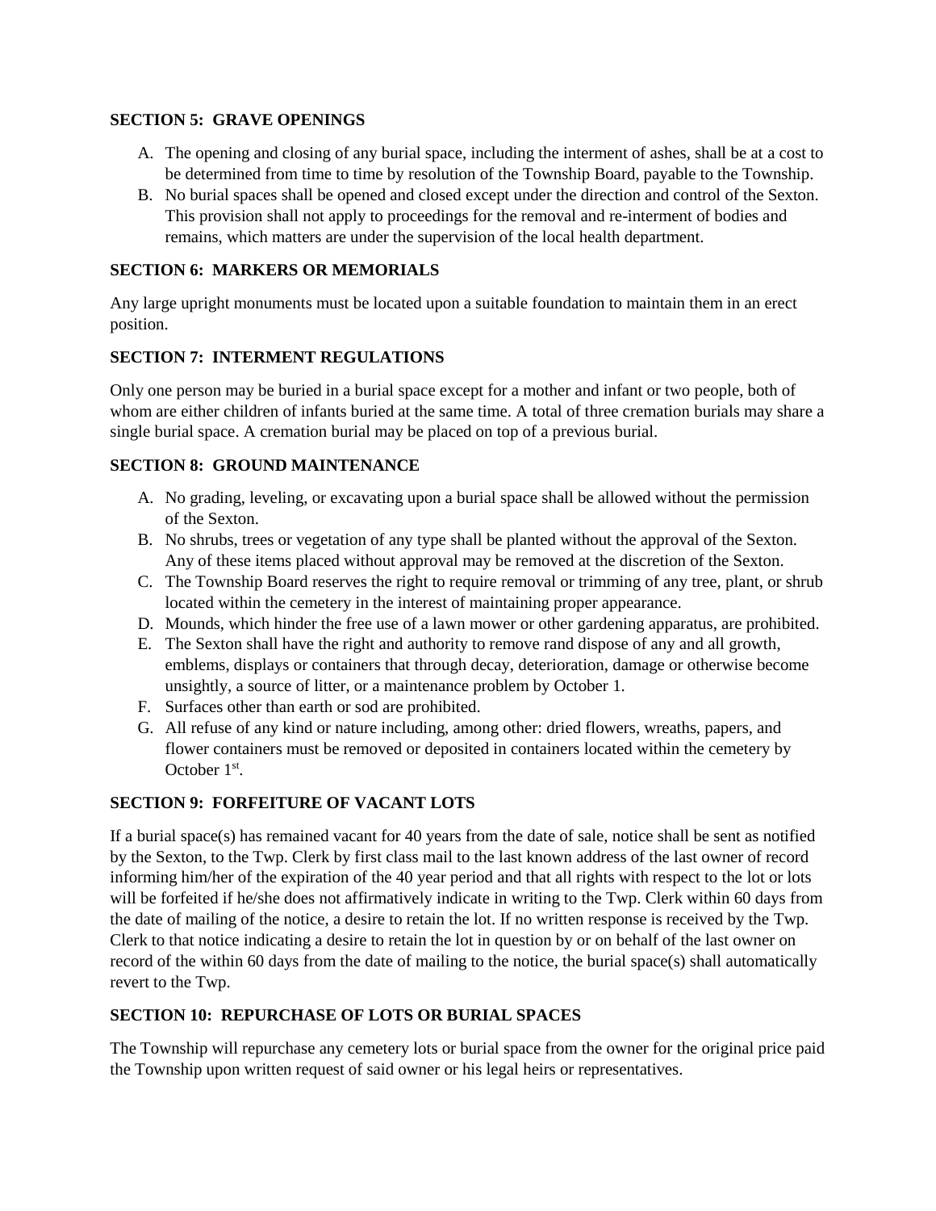**SECTION 5: GRAVE OPENINGS**

A. The opening and closing of any burial space, including the interment of ashes, shall be at a cost to be determined from time to time by resolution of the Township Board, payable to the Township.
B. No burial spaces shall be opened and closed except under the direction and control of the Sexton. This provision shall not apply to proceedings for the removal and re-interment of bodies and remains, which matters are under the supervision of the local health department.

**SECTION 6: MARKERS OR MEMORIALS**

Any large upright monuments must be located upon a suitable foundation to maintain them in an erect position.

**SECTION 7: INTERMENT REGULATIONS**

Only one person may be buried in a burial space except for a mother and infant or two people, both of whom are either children of infants buried at the same time. A total of three cremation burials may share a single burial space. A cremation burial may be placed on top of a previous burial.

**SECTION 8: GROUND MAINTENANCE**

A. No grading, leveling, or excavating upon a burial space shall be allowed without the permission of the Sexton.
B. No shrubs, trees or vegetation of any type shall be planted without the approval of the Sexton. Any of these items placed without approval may be removed at the discretion of the Sexton.
C. The Township Board reserves the right to require removal or trimming of any tree, plant, or shrub located within the cemetery in the interest of maintaining proper appearance.
D. Mounds, which hinder the free use of a lawn mower or other gardening apparatus, are prohibited.
E. The Sexton shall have the right and authority to remove rand dispose of any and all growth, emblems, displays or containers that through decay, deterioration, damage or otherwise become unsightly, a source of litter, or a maintenance problem by October 1.
F. Surfaces other than earth or sod are prohibited.
G. All refuse of any kind or nature including, among other: dried flowers, wreaths, papers, and flower containers must be removed or deposited in containers located within the cemetery by October 1st.

**SECTION 9: FORFEITURE OF VACANT LOTS**

If a burial space(s) has remained vacant for 40 years from the date of sale, notice shall be sent as notified by the Sexton, to the Twp. Clerk by first class mail to the last known address of the last owner of record informing him/her of the expiration of the 40 year period and that all rights with respect to the lot or lots will be forfeited if he/she does not affirmatively indicate in writing to the Twp. Clerk within 60 days from the date of mailing of the notice, a desire to retain the lot. If no written response is received by the Twp. Clerk to that notice indicating a desire to retain the lot in question by or on behalf of the last owner on record of the within 60 days from the date of mailing to the notice, the burial space(s) shall automatically revert to the Twp.

**SECTION 10: REPURCHASE OF LOTS OR BURIAL SPACES**

The Township will repurchase any cemetery lots or burial space from the owner for the original price paid the Township upon written request of said owner or his legal heirs or representatives.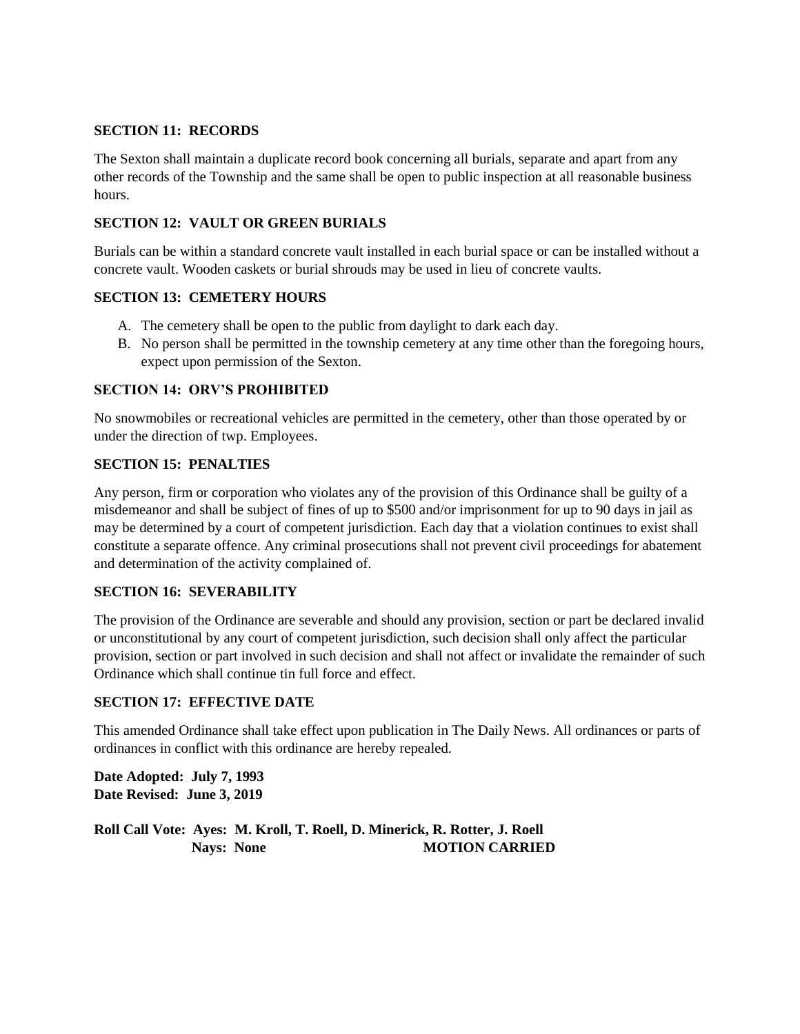**SECTION 11: RECORDS**

The Sexton shall maintain a duplicate record book concerning all burials, separate and apart from any other records of the Township and the same shall be open to public inspection at all reasonable business hours.

**SECTION 12: VAULT OR GREEN BURIALS**

Burials can be within a standard concrete vault installed in each burial space or can be installed without a concrete vault. Wooden caskets or burial shrouds may be used in lieu of concrete vaults.

**SECTION 13: CEMETERY HOURS**

A. The cemetery shall be open to the public from daylight to dark each day.
B. No person shall be permitted in the township cemetery at any time other than the foregoing hours, expect upon permission of the Sexton.

**SECTION 14: ORV'S PROHIBITED**

No snowmobiles or recreational vehicles are permitted in the cemetery, other than those operated by or under the direction of twp. Employees.

**SECTION 15: PENALTIES**

Any person, firm or corporation who violates any of the provision of this Ordinance shall be guilty of a misdemeanor and shall be subject of fines of up to $500 and/or imprisonment for up to 90 days in jail as may be determined by a court of competent jurisdiction. Each day that a violation continues to exist shall constitute a separate offence. Any criminal prosecutions shall not prevent civil proceedings for abatement and determination of the activity complained of.

**SECTION 16: SEVERABILITY**

The provision of the Ordinance are severable and should any provision, section or part be declared invalid or unconstitutional by any court of competent jurisdiction, such decision shall only affect the particular provision, section or part involved in such decision and shall not affect or invalidate the remainder of such Ordinance which shall continue tin full force and effect.

**SECTION 17: EFFECTIVE DATE**

This amended Ordinance shall take effect upon publication in The Daily News. All ordinances or parts of ordinances in conflict with this ordinance are hereby repealed.

**Date Adopted: July 7, 1993**
**Date Revised: June 3, 2019**

**Roll Call Vote: Ayes: M. Kroll, T. Roell, D. Minerick, R. Rotter, J. Roell**
**Nays: None MOTION CARRIED**